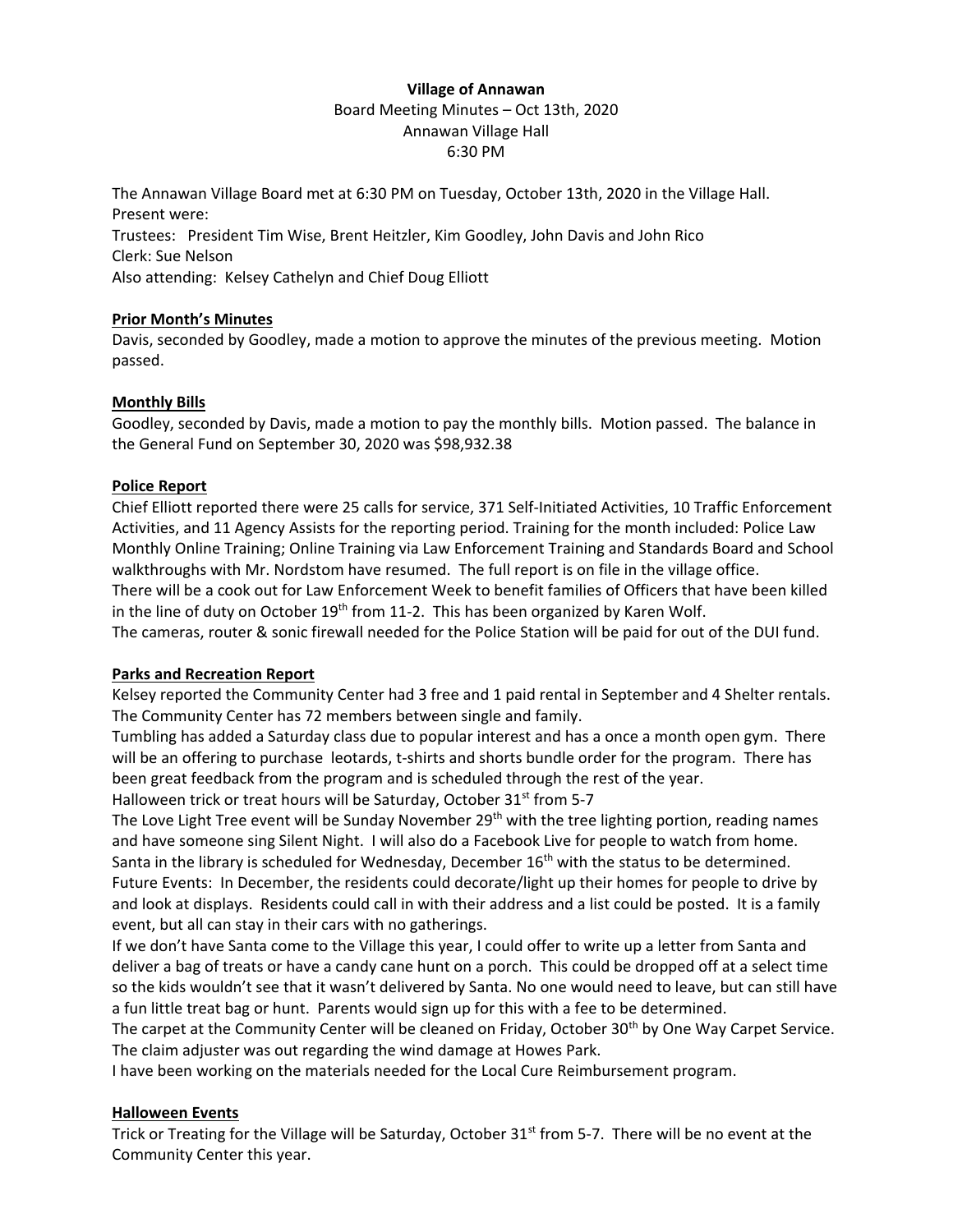**Village of Annawan**

Board Meeting Minutes – Oct 13th, 2020

Annawan Village Hall

6:30 PM

The Annawan Village Board met at 6:30 PM on Tuesday, October 13th, 2020 in the Village Hall.

Present were:

Trustees: President Tim Wise, Brent Heitzler, Kim Goodley, John Davis and John Rico

Clerk: Sue Nelson

Also attending: Kelsey Cathelyn and Chief Doug Elliott

**Prior Month's Minutes**

Davis, seconded by Goodley, made a motion to approve the minutes of the previous meeting. Motion passed.

**Monthly Bills**

Goodley, seconded by Davis, made a motion to pay the monthly bills. Motion passed. The balance in the General Fund on September 30, 2020 was $98,932.38

**Police Report**

Chief Elliott reported there were 25 calls for service, 371 Self-Initiated Activities, 10 Traffic Enforcement Activities, and 11 Agency Assists for the reporting period. Training for the month included: Police Law Monthly Online Training; Online Training via Law Enforcement Training and Standards Board and School walkthroughs with Mr. Nordstom have resumed. The full report is on file in the village office.

There will be a cook out for Law Enforcement Week to benefit families of Officers that have been killed in the line of duty on October 19th from 11-2. This has been organized by Karen Wolf.

The cameras, router & sonic firewall needed for the Police Station will be paid for out of the DUI fund.

**Parks and Recreation Report**

Kelsey reported the Community Center had 3 free and 1 paid rental in September and 4 Shelter rentals. The Community Center has 72 members between single and family.

Tumbling has added a Saturday class due to popular interest and has a once a month open gym. There will be an offering to purchase leotards, t-shirts and shorts bundle order for the program. There has been great feedback from the program and is scheduled through the rest of the year.

Halloween trick or treat hours will be Saturday, October 31st from 5-7

The Love Light Tree event will be Sunday November 29th with the tree lighting portion, reading names and have someone sing Silent Night. I will also do a Facebook Live for people to watch from home.

Santa in the library is scheduled for Wednesday, December 16th with the status to be determined.

Future Events: In December, the residents could decorate/light up their homes for people to drive by and look at displays. Residents could call in with their address and a list could be posted. It is a family event, but all can stay in their cars with no gatherings.

If we don't have Santa come to the Village this year, I could offer to write up a letter from Santa and deliver a bag of treats or have a candy cane hunt on a porch. This could be dropped off at a select time so the kids wouldn't see that it wasn't delivered by Santa. No one would need to leave, but can still have a fun little treat bag or hunt. Parents would sign up for this with a fee to be determined.

The carpet at the Community Center will be cleaned on Friday, October 30th by One Way Carpet Service.

The claim adjuster was out regarding the wind damage at Howes Park.

I have been working on the materials needed for the Local Cure Reimbursement program.

**Halloween Events**

Trick or Treating for the Village will be Saturday, October 31st from 5-7. There will be no event at the Community Center this year.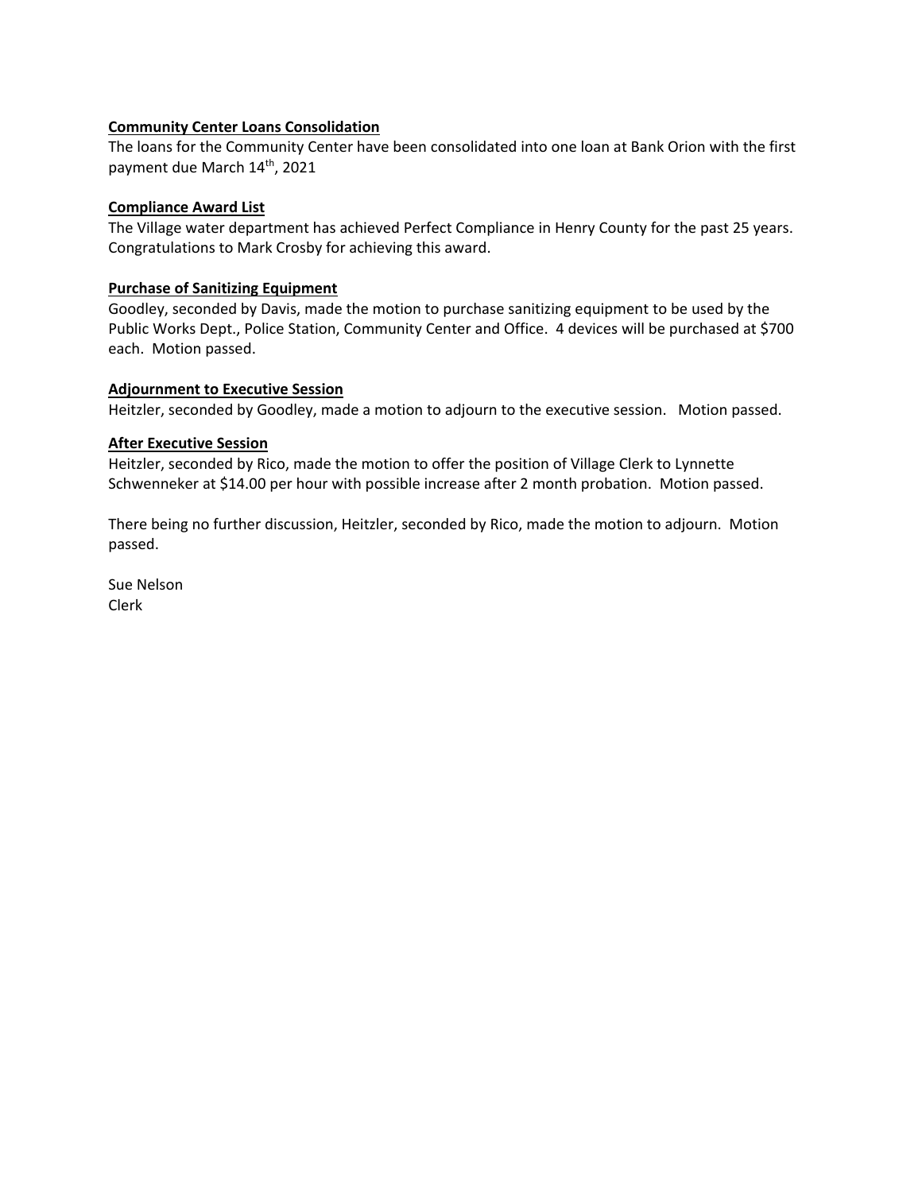**Community Center Loans Consolidation**

The loans for the Community Center have been consolidated into one loan at Bank Orion with the first payment due March 14th, 2021

**Compliance Award List**

The Village water department has achieved Perfect Compliance in Henry County for the past 25 years. Congratulations to Mark Crosby for achieving this award.

**Purchase of Sanitizing Equipment**

Goodley, seconded by Davis, made the motion to purchase sanitizing equipment to be used by the Public Works Dept., Police Station, Community Center and Office. 4 devices will be purchased at $700 each. Motion passed.

**Adjournment to Executive Session**

Heitzler, seconded by Goodley, made a motion to adjourn to the executive session. Motion passed.

**After Executive Session**

Heitzler, seconded by Rico, made the motion to offer the position of Village Clerk to Lynnette Schwenneker at $14.00 per hour with possible increase after 2 month probation. Motion passed.

There being no further discussion, Heitzler, seconded by Rico, made the motion to adjourn. Motion passed.

Sue Nelson
Clerk